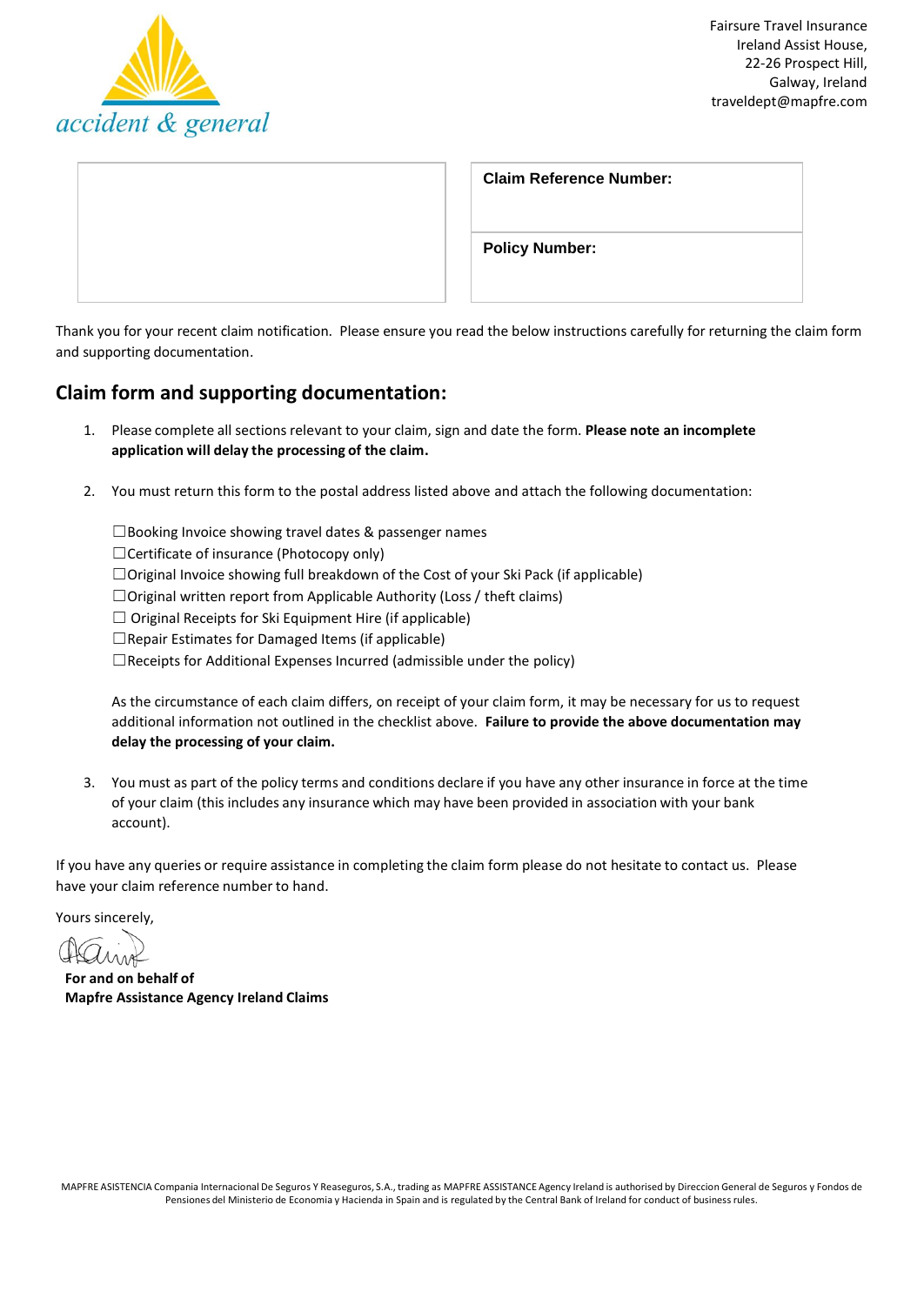accident & general

Fairsure Travel Insurance
Ireland Assist House,
22-26 Prospect Hill,
Galway, Ireland
traveldept@mapfre.com

| | **Claim Reference Number:** |
|---|---|
| | **Policy Number:** |

Thank you for your recent claim notification. Please ensure you read the below instructions carefully for returning the claim form and supporting documentation.

## Claim form and supporting documentation:

1. Please complete all sections relevant to your claim, sign and date the form. **Please note an incomplete application will delay the processing of the claim.**

2. You must return this form to the postal address listed above and attach the following documentation:

   ☐Booking Invoice showing travel dates & passenger names
   ☐Certificate of insurance (Photocopy only)
   ☐Original Invoice showing full breakdown of the Cost of your Ski Pack (if applicable)
   ☐Original written report from Applicable Authority (Loss / theft claims)
   ☐ Original Receipts for Ski Equipment Hire (if applicable)
   ☐Repair Estimates for Damaged Items (if applicable)
   ☐Receipts for Additional Expenses Incurred (admissible under the policy)

   As the circumstance of each claim differs, on receipt of your claim form, it may be necessary for us to request additional information not outlined in the checklist above. **Failure to provide the above documentation may delay the processing of your claim.**

3. You must as part of the policy terms and conditions declare if you have any other insurance in force at the time of your claim (this includes any insurance which may have been provided in association with your bank account).

If you have any queries or require assistance in completing the claim form please do not hesitate to contact us. Please have your claim reference number to hand.

Yours sincerely,

**For and on behalf of**
**Mapfre Assistance Agency Ireland Claims**

MAPFRE ASISTENCIA Compania Internacional De Seguros Y Reaseguros, S.A., trading as MAPFRE ASSISTANCE Agency Ireland is authorised by Direccion General de Seguros y Fondos de Pensiones del Ministerio de Economia y Hacienda in Spain and is regulated by the Central Bank of Ireland for conduct of business rules.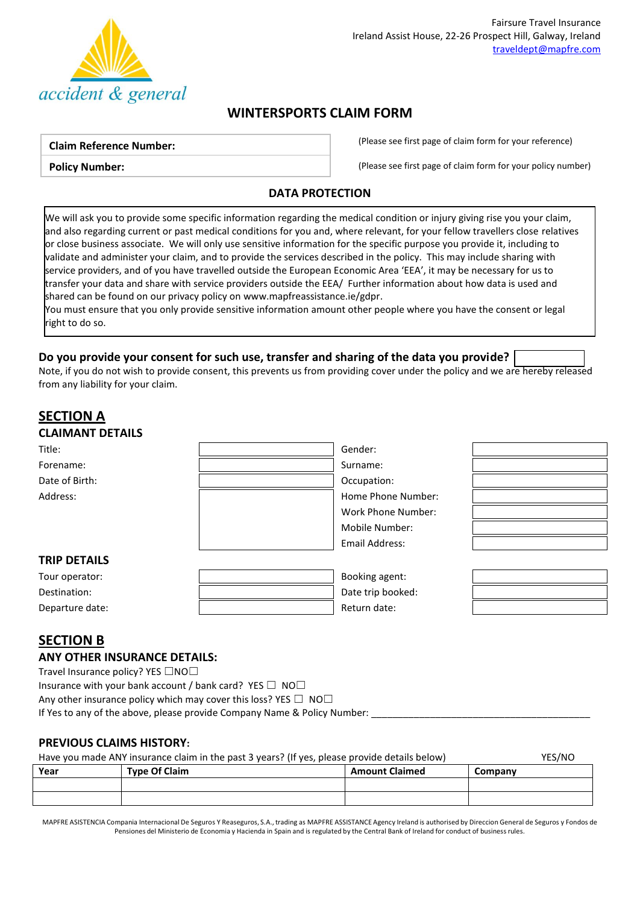accident & general

Fairsure Travel Insurance
Ireland Assist House, 22-26 Prospect Hill, Galway, Ireland
traveldept@mapfre.com

# WINTERSPORTS CLAIM FORM

| **Claim Reference Number:** | (Please see first page of claim form for your reference) |
|---|---|
| **Policy Number:** | (Please see first page of claim form for your policy number) |

## DATA PROTECTION

We will ask you to provide some specific information regarding the medical condition or injury giving rise you your claim, and also regarding current or past medical conditions for you and, where relevant, for your fellow travellers close relatives or close business associate. We will only use sensitive information for the specific purpose you provide it, including to validate and administer your claim, and to provide the services described in the policy. This may include sharing with service providers, and of you have travelled outside the European Economic Area 'EEA', it may be necessary for us to transfer your data and share with service providers outside the EEA/ Further information about how data is used and shared can be found on our privacy policy on www.mapfreassistance.ie/gdpr.
You must ensure that you only provide sensitive information amount other people where you have the consent or legal right to do so.

**Do you provide your consent for such use, transfer and sharing of the data you provide?** ______

Note, if you do not wish to provide consent, this prevents us from providing cover under the policy and we are hereby released from any liability for your claim.

## SECTION A

### CLAIMANT DETAILS

| | | | |
|---|---|---|---|
| Title: | | Gender: | |
| Forename: | | Surname: | |
| Date of Birth: | | Occupation: | |
| Address: | | Home Phone Number: | |
| | | Work Phone Number: | |
| | | Mobile Number: | |
| | | Email Address: | |

### TRIP DETAILS

| | | | |
|---|---|---|---|
| Tour operator: | | Booking agent: | |
| Destination: | | Date trip booked: | |
| Departure date: | | Return date: | |

## SECTION B

### ANY OTHER INSURANCE DETAILS:

Travel Insurance policy? YES ☐NO☐
Insurance with your bank account / bank card? YES ☐ NO☐
Any other insurance policy which may cover this loss? YES ☐ NO☐
If Yes to any of the above, please provide Company Name & Policy Number: ____________________________________________

### PREVIOUS CLAIMS HISTORY:

Have you made ANY insurance claim in the past 3 years? (If yes, please provide details below) YES/NO

| **Year** | **Type Of Claim** | **Amount Claimed** | **Company** |
|---|---|---|---|
| | | | |
| | | | |

MAPFRE ASISTENCIA Compania Internacional De Seguros Y Reaseguros, S.A., trading as MAPFRE ASSISTANCE Agency Ireland is authorised by Direccion General de Seguros y Fondos de Pensiones del Ministerio de Economia y Hacienda in Spain and is regulated by the Central Bank of Ireland for conduct of business rules.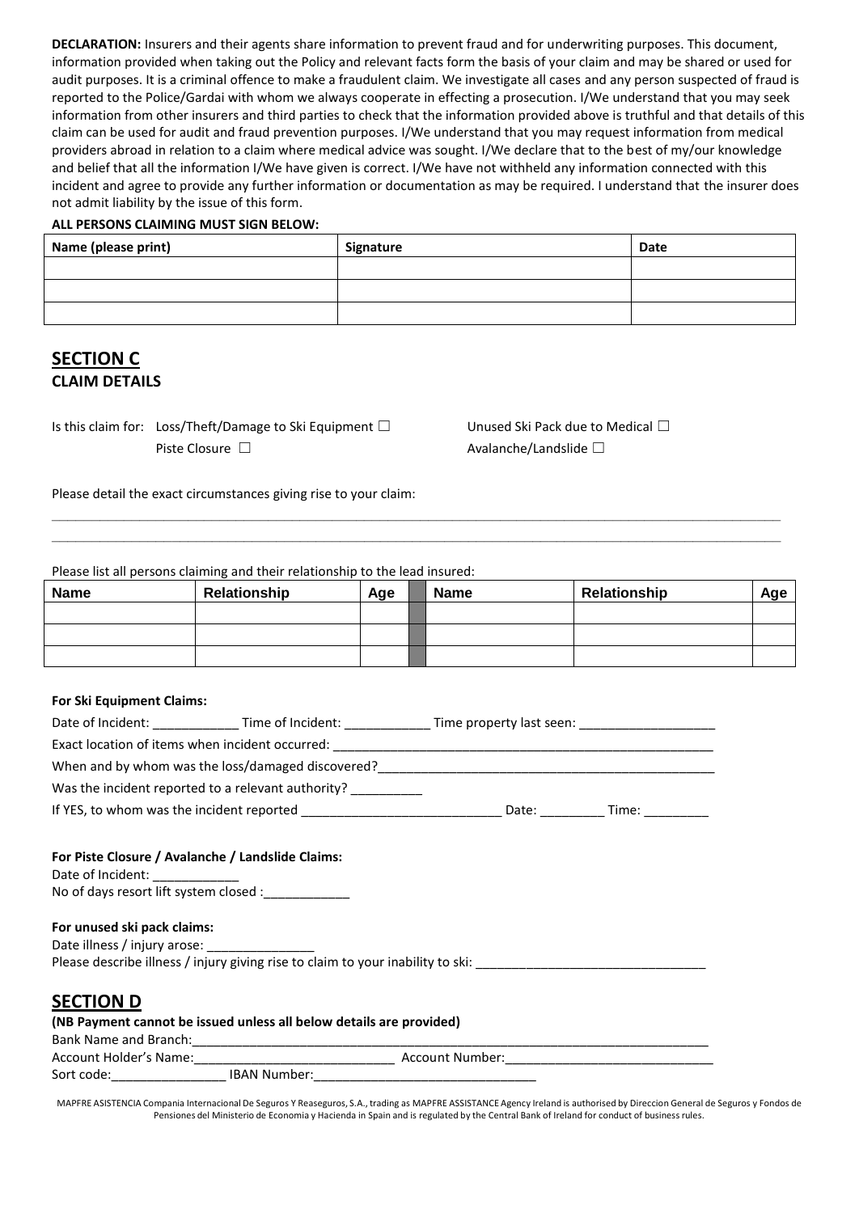**DECLARATION:** Insurers and their agents share information to prevent fraud and for underwriting purposes. This document, information provided when taking out the Policy and relevant facts form the basis of your claim and may be shared or used for audit purposes. It is a criminal offence to make a fraudulent claim. We investigate all cases and any person suspected of fraud is reported to the Police/Gardai with whom we always cooperate in effecting a prosecution. I/We understand that you may seek information from other insurers and third parties to check that the information provided above is truthful and that details of this claim can be used for audit and fraud prevention purposes. I/We understand that you may request information from medical providers abroad in relation to a claim where medical advice was sought. I/We declare that to the best of my/our knowledge and belief that all the information I/We have given is correct. I/We have not withheld any information connected with this incident and agree to provide any further information or documentation as may be required. I understand that the insurer does not admit liability by the issue of this form.

**ALL PERSONS CLAIMING MUST SIGN BELOW:**

| Name (please print) | Signature | Date |
|---|---|---|
| | | |
| | | |
| | | |

## SECTION C

**CLAIM DETAILS**

Is this claim for: Loss/Theft/Damage to Ski Equipment ☐ Unused Ski Pack due to Medical ☐
Piste Closure ☐ Avalanche/Landslide ☐

Please detail the exact circumstances giving rise to your claim:

_______________________________________________________________________________

_______________________________________________________________________________

Please list all persons claiming and their relationship to the lead insured:

| Name | Relationship | Age | | Name | Relationship | Age |
|---|---|---|---|---|---|---|
| | | | | | | |
| | | | | | | |
| | | | | | | |

**For Ski Equipment Claims:**

Date of Incident: ____________ Time of Incident: ____________ Time property last seen: ___________________

Exact location of items when incident occurred: _______________________________________________________

When and by whom was the loss/damaged discovered?_________________________________________________

Was the incident reported to a relevant authority? __________

If YES, to whom was the incident reported ____________________________ Date: _________ Time: _________

**For Piste Closure / Avalanche / Landslide Claims:**

Date of Incident: ____________

No of days resort lift system closed :____________

**For unused ski pack claims:**

Date illness / injury arose: _______________

Please describe illness / injury giving rise to claim to your inability to ski: ________________________________

## SECTION D

**(NB Payment cannot be issued unless all below details are provided)**

Bank Name and Branch:___________________________________________________________________________

Account Holder's Name:____________________________ Account Number:_____________________________

Sort code:________________ IBAN Number:_______________________________

MAPFRE ASISTENCIA Compania Internacional De Seguros Y Reaseguros, S.A., trading as MAPFRE ASSISTANCE Agency Ireland is authorised by Direccion General de Seguros y Fondos de Pensiones del Ministerio de Economia y Hacienda in Spain and is regulated by the Central Bank of Ireland for conduct of business rules.